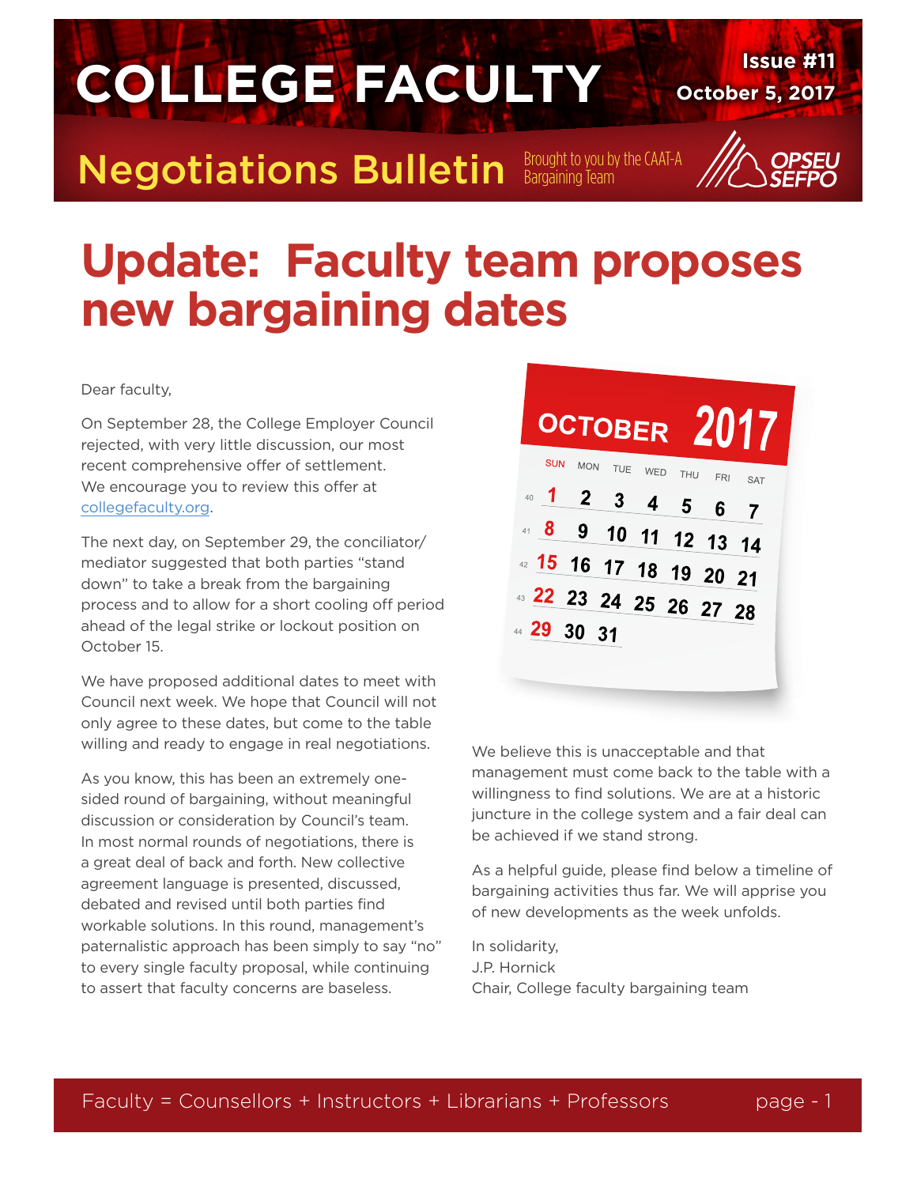# COLLEGE FACULTY

**Issue #11**
**October 5, 2017**

## Negotiations Bulletin

Brought to you by the CAAT-A Bargaining Team

OPSEU SEFPO

# Update: Faculty team proposes new bargaining dates

Dear faculty,

On September 28, the College Employer Council rejected, with very little discussion, our most recent comprehensive offer of settlement. We encourage you to review this offer at collegefaculty.org.

The next day, on September 29, the conciliator/mediator suggested that both parties "stand down" to take a break from the bargaining process and to allow for a short cooling off period ahead of the legal strike or lockout position on October 15.

We have proposed additional dates to meet with Council next week. We hope that Council will not only agree to these dates, but come to the table willing and ready to engage in real negotiations.

As you know, this has been an extremely one-sided round of bargaining, without meaningful discussion or consideration by Council's team. In most normal rounds of negotiations, there is a great deal of back and forth. New collective agreement language is presented, discussed, debated and revised until both parties find workable solutions. In this round, management's paternalistic approach has been simply to say "no" to every single faculty proposal, while continuing to assert that faculty concerns are baseless.

We believe this is unacceptable and that management must come back to the table with a willingness to find solutions. We are at a historic juncture in the college system and a fair deal can be achieved if we stand strong.

As a helpful guide, please find below a timeline of bargaining activities thus far. We will apprise you of new developments as the week unfolds.

In solidarity,
J.P. Hornick
Chair, College faculty bargaining team

Faculty = Counsellors + Instructors + Librarians + Professors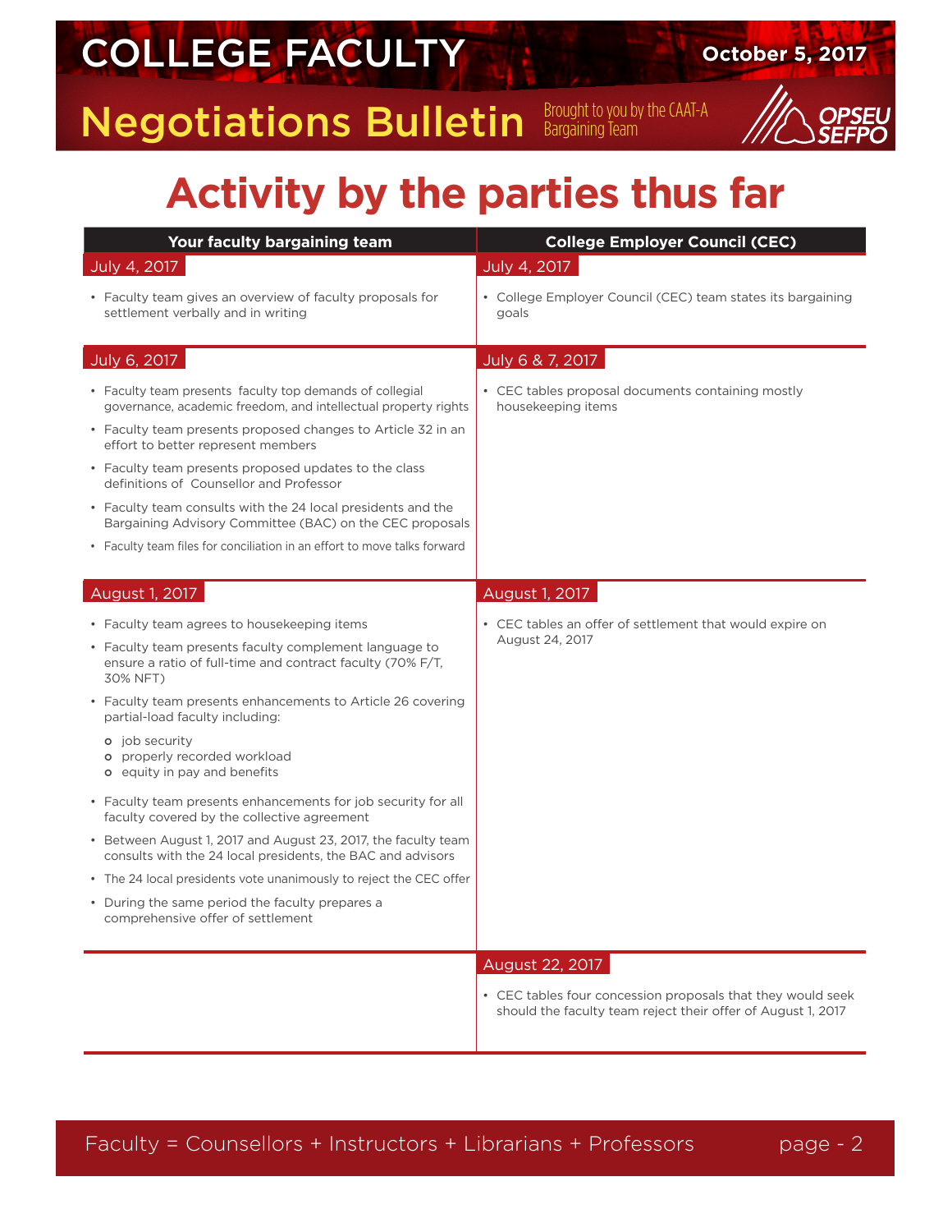# Activity by the parties thus far

| Your faculty bargaining team | College Employer Council (CEC) |
|---|---|
| **July 4, 2017** | **July 4, 2017** |
| • Faculty team gives an overview of faculty proposals for settlement verbally and in writing | • College Employer Council (CEC) team states its bargaining goals |
| **July 6, 2017** | **July 6 & 7, 2017** |
| • Faculty team presents faculty top demands of collegial governance, academic freedom, and intellectual property rights<br>• Faculty team presents proposed changes to Article 32 in an effort to better represent members<br>• Faculty team presents proposed updates to the class definitions of Counsellor and Professor<br>• Faculty team consults with the 24 local presidents and the Bargaining Advisory Committee (BAC) on the CEC proposals<br>• Faculty team files for conciliation in an effort to move talks forward | • CEC tables proposal documents containing mostly housekeeping items |
| **August 1, 2017** | **August 1, 2017** |
| • Faculty team agrees to housekeeping items<br>• Faculty team presents faculty complement language to ensure a ratio of full-time and contract faculty (70% F/T, 30% NFT)<br>• Faculty team presents enhancements to Article 26 covering partial-load faculty including:<br>  o job security<br>  o properly recorded workload<br>  o equity in pay and benefits<br>• Faculty team presents enhancements for job security for all faculty covered by the collective agreement<br>• Between August 1, 2017 and August 23, 2017, the faculty team consults with the 24 local presidents, the BAC and advisors<br>• The 24 local presidents vote unanimously to reject the CEC offer<br>• During the same period the faculty prepares a comprehensive offer of settlement | • CEC tables an offer of settlement that would expire on August 24, 2017 |
| | **August 22, 2017** |
| | • CEC tables four concession proposals that they would seek should the faculty team reject their offer of August 1, 2017 |

Faculty = Counsellors + Instructors + Librarians + Professors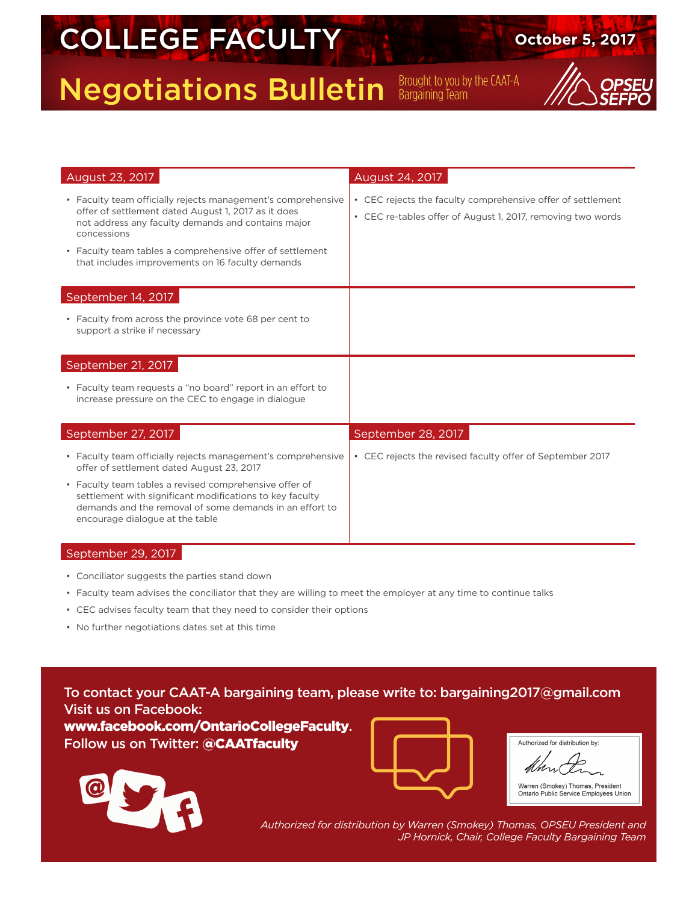# COLLEGE FACULTY

**October 5, 2017**

# Negotiations Bulletin

Brought to you by the CAAT-A Bargaining Team

OPSEU SEFPO

## August 23, 2017

- Faculty team officially rejects management's comprehensive offer of settlement dated August 1, 2017 as it does not address any faculty demands and contains major concessions
- Faculty team tables a comprehensive offer of settlement that includes improvements on 16 faculty demands

## August 24, 2017

- CEC rejects the faculty comprehensive offer of settlement
- CEC re-tables offer of August 1, 2017, removing two words

## September 14, 2017

- Faculty from across the province vote 68 per cent to support a strike if necessary

## September 21, 2017

- Faculty team requests a "no board" report in an effort to increase pressure on the CEC to engage in dialogue

## September 27, 2017

- Faculty team officially rejects management's comprehensive offer of settlement dated August 23, 2017
- Faculty team tables a revised comprehensive offer of settlement with significant modifications to key faculty demands and the removal of some demands in an effort to encourage dialogue at the table

## September 28, 2017

- CEC rejects the revised faculty offer of September 2017

## September 29, 2017

- Conciliator suggests the parties stand down
- Faculty team advises the conciliator that they are willing to meet the employer at any time to continue talks
- CEC advises faculty team that they need to consider their options
- No further negotiations dates set at this time

**To contact your CAAT-A bargaining team, please write to: bargaining2017@gmail.com**
**Visit us on Facebook:**
**www.facebook.com/OntarioCollegeFaculty.**
**Follow us on Twitter: @CAATfaculty**

Authorized for distribution by:

Warren (Smokey) Thomas, President
Ontario Public Service Employees Union

*Authorized for distribution by Warren (Smokey) Thomas, OPSEU President and JP Hornick, Chair, College Faculty Bargaining Team*